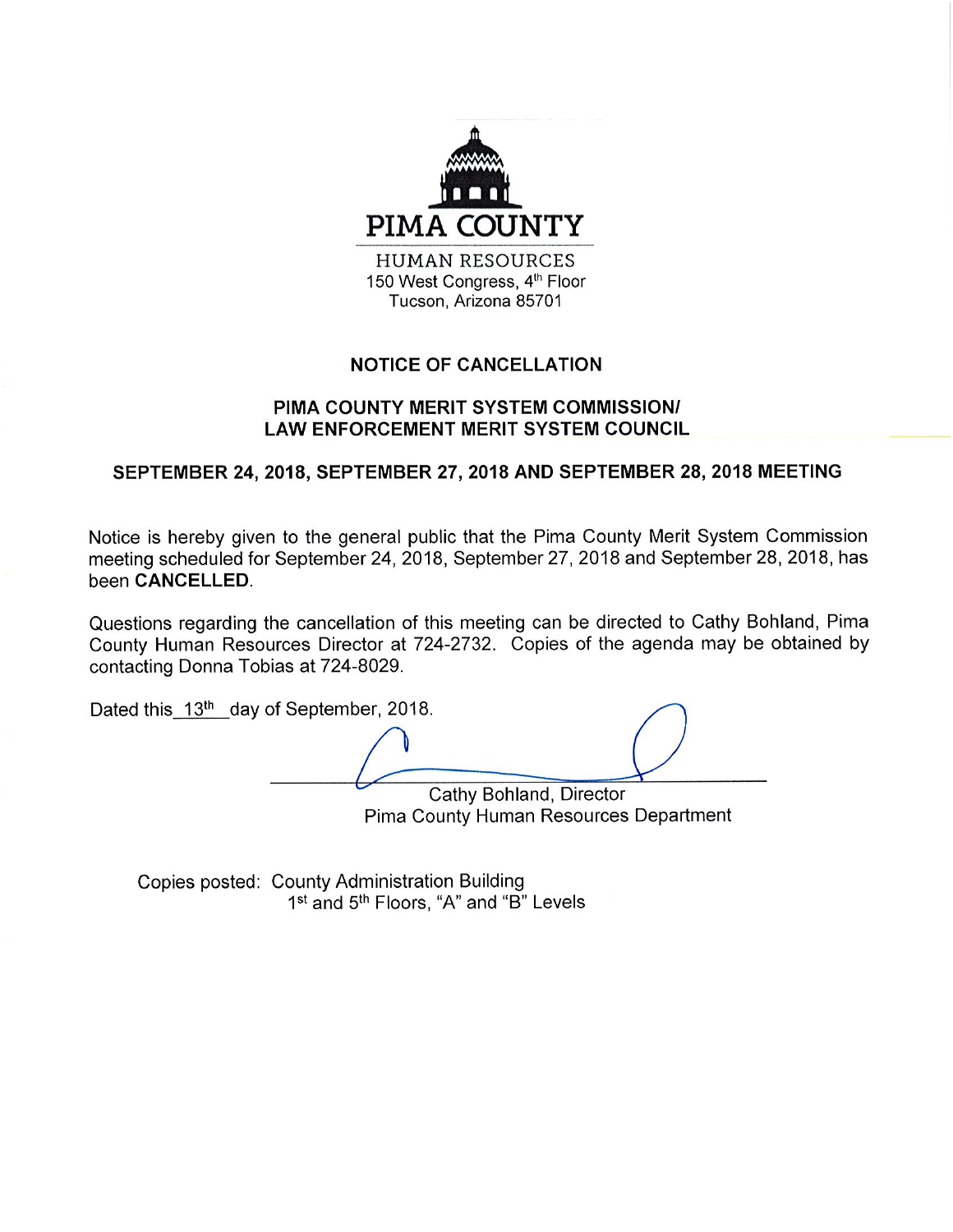PIMA COUNTY

HUMAN RESOURCES
150 West Congress, 4th Floor
Tucson, Arizona 85701

## NOTICE OF CANCELLATION

## PIMA COUNTY MERIT SYSTEM COMMISSION/ LAW ENFORCEMENT MERIT SYSTEM COUNCIL

## SEPTEMBER 24, 2018, SEPTEMBER 27, 2018 AND SEPTEMBER 28, 2018 MEETING

Notice is hereby given to the general public that the Pima County Merit System Commission meeting scheduled for September 24, 2018, September 27, 2018 and September 28, 2018, has been **CANCELLED**.

Questions regarding the cancellation of this meeting can be directed to Cathy Bohland, Pima County Human Resources Director at 724-2732. Copies of the agenda may be obtained by contacting Donna Tobias at 724-8029.

Dated this 13th day of September, 2018.

Cathy Bohland, Director
Pima County Human Resources Department

Copies posted: County Administration Building
1st and 5th Floors, "A" and "B" Levels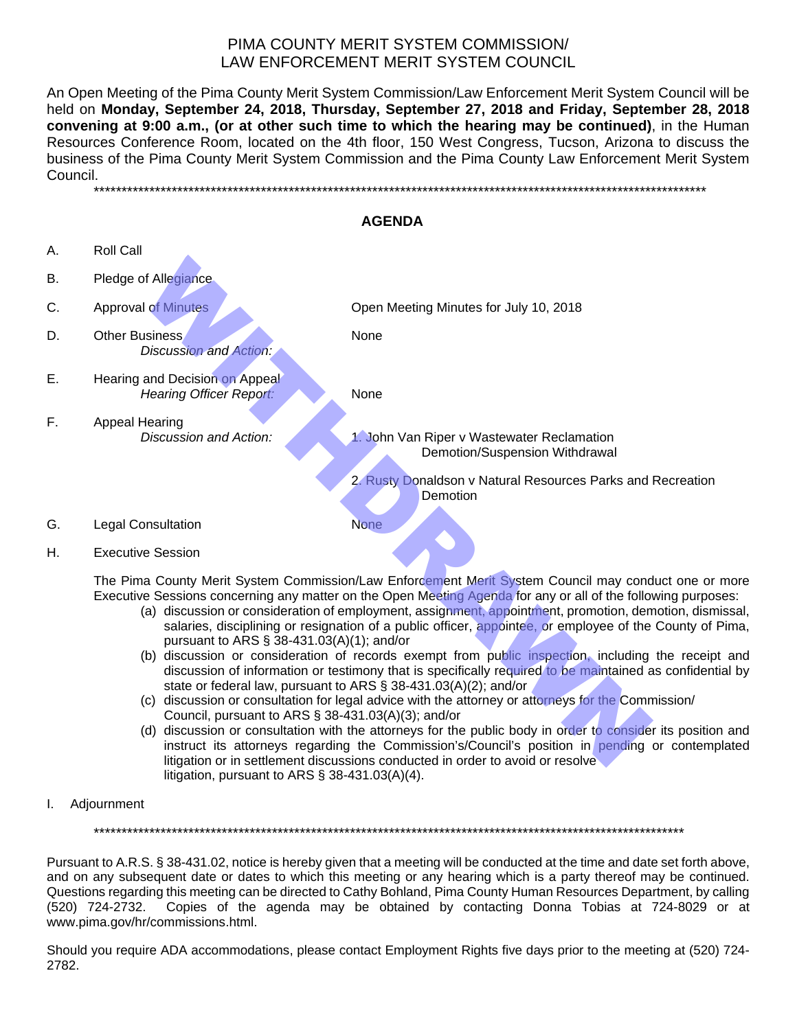# PIMA COUNTY MERIT SYSTEM COMMISSION/ LAW ENFORCEMENT MERIT SYSTEM COUNCIL

An Open Meeting of the Pima County Merit System Commission/Law Enforcement Merit System Council will be held on **Monday, September 24, 2018, Thursday, September 27, 2018 and Friday, September 28, 2018 convening at 9:00 a.m., (or at other such time to which the hearing may be continued)**, in the Human Resources Conference Room, located on the 4th floor, 150 West Congress, Tucson, Arizona to discuss the business of the Pima County Merit System Commission and the Pima County Law Enforcement Merit System Council.

*********************************************************************************************************

WITHDRAWN

## AGENDA

A. Roll Call

B. Pledge of Allegiance

C. Approval of Minutes — Open Meeting Minutes for July 10, 2018

D. Other Business
*Discussion and Action:* None

E. Hearing and Decision on Appeal
*Hearing Officer Report:* None

F. Appeal Hearing
*Discussion and Action:*
1. John Van Riper v Wastewater Reclamation
Demotion/Suspension Withdrawal
2. Rusty Donaldson v Natural Resources Parks and Recreation
Demotion

G. Legal Consultation — None

H. Executive Session

The Pima County Merit System Commission/Law Enforcement Merit System Council may conduct one or more Executive Sessions concerning any matter on the Open Meeting Agenda for any or all of the following purposes:

(a) discussion or consideration of employment, assignment, appointment, promotion, demotion, dismissal, salaries, disciplining or resignation of a public officer, appointee, or employee of the County of Pima, pursuant to ARS § 38-431.03(A)(1); and/or
(b) discussion or consideration of records exempt from public inspection, including the receipt and discussion of information or testimony that is specifically required to be maintained as confidential by state or federal law, pursuant to ARS § 38-431.03(A)(2); and/or
(c) discussion or consultation for legal advice with the attorney or attorneys for the Commission/ Council, pursuant to ARS § 38-431.03(A)(3); and/or
(d) discussion or consultation with the attorneys for the public body in order to consider its position and instruct its attorneys regarding the Commission's/Council's position in pending or contemplated litigation or in settlement discussions conducted in order to avoid or resolve litigation, pursuant to ARS § 38-431.03(A)(4).

I. Adjournment

*********************************************************************************************************

Pursuant to A.R.S. § 38-431.02, notice is hereby given that a meeting will be conducted at the time and date set forth above, and on any subsequent date or dates to which this meeting or any hearing which is a party thereof may be continued. Questions regarding this meeting can be directed to Cathy Bohland, Pima County Human Resources Department, by calling (520) 724-2732. Copies of the agenda may be obtained by contacting Donna Tobias at 724-8029 or at www.pima.gov/hr/commissions.html.

Should you require ADA accommodations, please contact Employment Rights five days prior to the meeting at (520) 724-2782.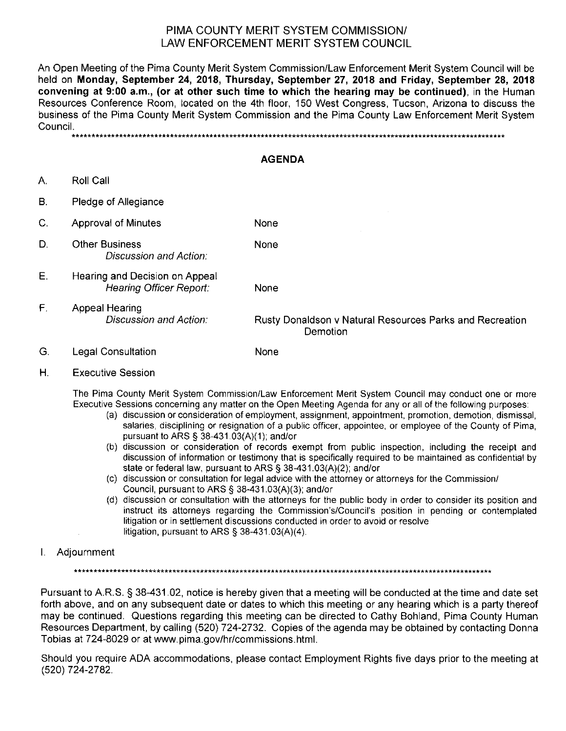# PIMA COUNTY MERIT SYSTEM COMMISSION/ LAW ENFORCEMENT MERIT SYSTEM COUNCIL

An Open Meeting of the Pima County Merit System Commission/Law Enforcement Merit System Council will be held on **Monday, September 24, 2018, Thursday, September 27, 2018 and Friday, September 28, 2018 convening at 9:00 a.m., (or at other such time to which the hearing may be continued)**, in the Human Resources Conference Room, located on the 4th floor, 150 West Congress, Tucson, Arizona to discuss the business of the Pima County Merit System Commission and the Pima County Law Enforcement Merit System Council.

*****************************************************************************************************************

## AGENDA

A. Roll Call

B. Pledge of Allegiance

C. Approval of Minutes — None

D. Other Business
*Discussion and Action:* — None

E. Hearing and Decision on Appeal
*Hearing Officer Report:* — None

F. Appeal Hearing
*Discussion and Action:* — Rusty Donaldson v Natural Resources Parks and Recreation Demotion

G. Legal Consultation — None

H. Executive Session

The Pima County Merit System Commission/Law Enforcement Merit System Council may conduct one or more Executive Sessions concerning any matter on the Open Meeting Agenda for any or all of the following purposes:

(a) discussion or consideration of employment, assignment, appointment, promotion, demotion, dismissal, salaries, disciplining or resignation of a public officer, appointee, or employee of the County of Pima, pursuant to ARS § 38-431.03(A)(1); and/or

(b) discussion or consideration of records exempt from public inspection, including the receipt and discussion of information or testimony that is specifically required to be maintained as confidential by state or federal law, pursuant to ARS § 38-431.03(A)(2); and/or

(c) discussion or consultation for legal advice with the attorney or attorneys for the Commission/ Council, pursuant to ARS § 38-431.03(A)(3); and/or

(d) discussion or consultation with the attorneys for the public body in order to consider its position and instruct its attorneys regarding the Commission's/Council's position in pending or contemplated litigation or in settlement discussions conducted in order to avoid or resolve litigation, pursuant to ARS § 38-431.03(A)(4).

I. Adjournment

*****************************************************************************************************************

Pursuant to A.R.S. § 38-431.02, notice is hereby given that a meeting will be conducted at the time and date set forth above, and on any subsequent date or dates to which this meeting or any hearing which is a party thereof may be continued. Questions regarding this meeting can be directed to Cathy Bohland, Pima County Human Resources Department, by calling (520) 724-2732. Copies of the agenda may be obtained by contacting Donna Tobias at 724-8029 or at www.pima.gov/hr/commissions.html.

Should you require ADA accommodations, please contact Employment Rights five days prior to the meeting at (520) 724-2782.